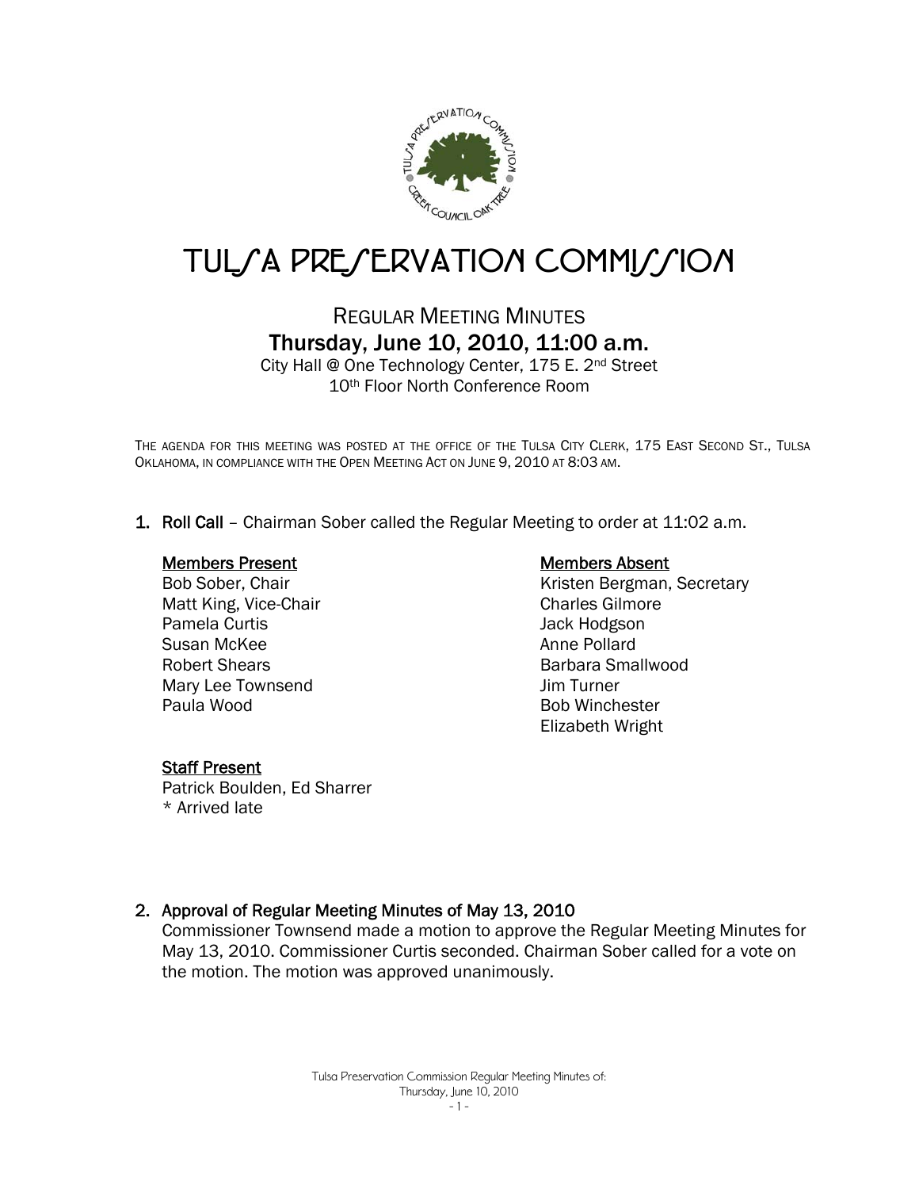# TULSA PRESERVATION COMMISSION

## REGULAR MEETING MINUTES
## Thursday, June 10, 2010, 11:00 a.m.

City Hall @ One Technology Center, 175 E. 2nd Street
10th Floor North Conference Room

THE AGENDA FOR THIS MEETING WAS POSTED AT THE OFFICE OF THE TULSA CITY CLERK, 175 EAST SECOND ST., TULSA OKLAHOMA, IN COMPLIANCE WITH THE OPEN MEETING ACT ON JUNE 9, 2010 AT 8:03 AM.

1. **Roll Call** – Chairman Sober called the Regular Meeting to order at 11:02 a.m.

**Members Present**
Bob Sober, Chair
Matt King, Vice-Chair
Pamela Curtis
Susan McKee
Robert Shears
Mary Lee Townsend
Paula Wood

**Members Absent**
Kristen Bergman, Secretary
Charles Gilmore
Jack Hodgson
Anne Pollard
Barbara Smallwood
Jim Turner
Bob Winchester
Elizabeth Wright

**Staff Present**
Patrick Boulden, Ed Sharrer
\* Arrived late

2. **Approval of Regular Meeting Minutes of May 13, 2010**
Commissioner Townsend made a motion to approve the Regular Meeting Minutes for May 13, 2010. Commissioner Curtis seconded. Chairman Sober called for a vote on the motion. The motion was approved unanimously.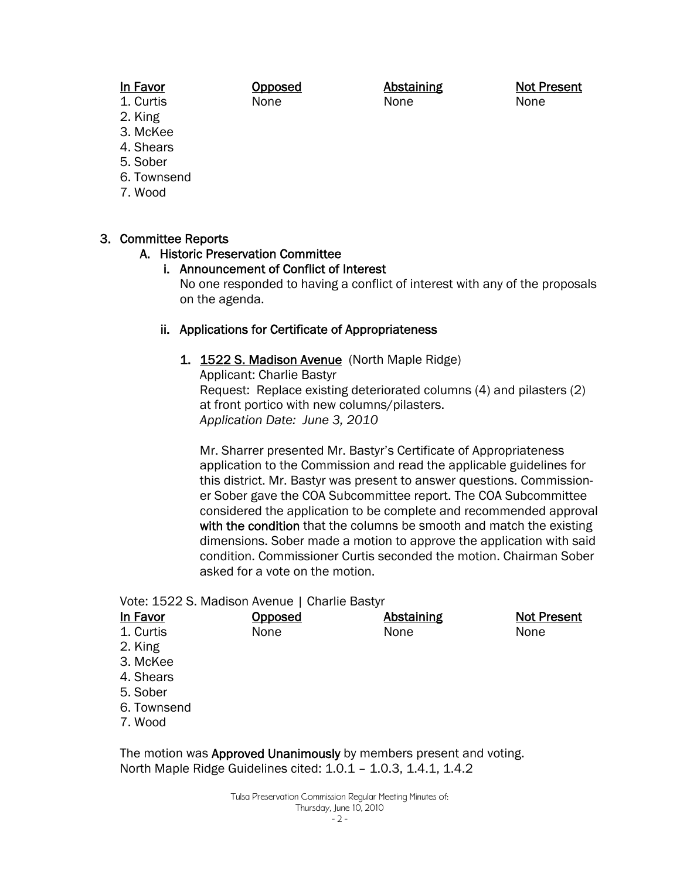| In Favor | Opposed | Abstaining | Not Present |
|---|---|---|---|
| 1. Curtis | None | None | None |
| 2. King | | | |
| 3. McKee | | | |
| 4. Shears | | | |
| 5. Sober | | | |
| 6. Townsend | | | |
| 7. Wood | | | |

3. Committee Reports
   A. Historic Preservation Committee
      i. Announcement of Conflict of Interest
         No one responded to having a conflict of interest with any of the proposals on the agenda.

      ii. Applications for Certificate of Appropriateness

         1. <u>1522 S. Madison Avenue</u> (North Maple Ridge)
            Applicant: Charlie Bastyr
            Request: Replace existing deteriorated columns (4) and pilasters (2) at front portico with new columns/pilasters.
            *Application Date: June 3, 2010*

            Mr. Sharrer presented Mr. Bastyr's Certificate of Appropriateness application to the Commission and read the applicable guidelines for this district. Mr. Bastyr was present to answer questions. Commissioner Sober gave the COA Subcommittee report. The COA Subcommittee considered the application to be complete and recommended approval **with the condition** that the columns be smooth and match the existing dimensions. Sober made a motion to approve the application with said condition. Commissioner Curtis seconded the motion. Chairman Sober asked for a vote on the motion.

Vote: 1522 S. Madison Avenue | Charlie Bastyr

| In Favor | Opposed | Abstaining | Not Present |
|---|---|---|---|
| 1. Curtis | None | None | None |
| 2. King | | | |
| 3. McKee | | | |
| 4. Shears | | | |
| 5. Sober | | | |
| 6. Townsend | | | |
| 7. Wood | | | |

The motion was **Approved Unanimously** by members present and voting.
North Maple Ridge Guidelines cited: 1.0.1 – 1.0.3, 1.4.1, 1.4.2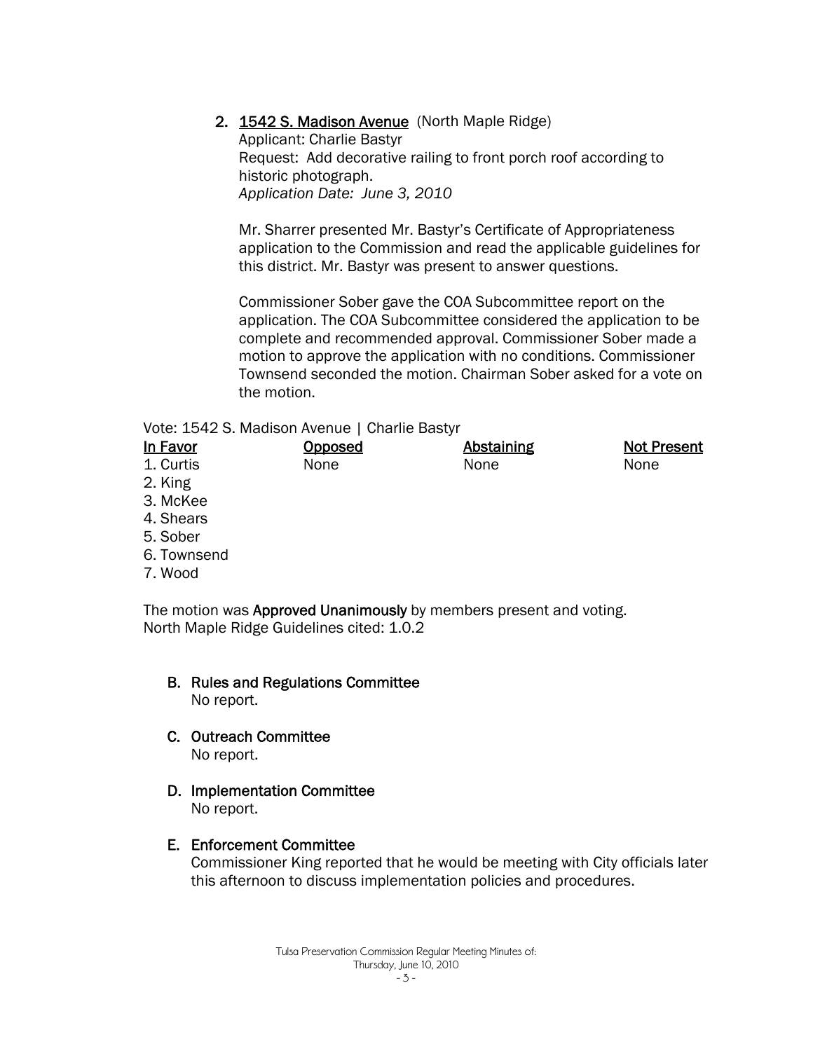2. <u>1542 S. Madison Avenue</u> (North Maple Ridge)
   Applicant: Charlie Bastyr
   Request: Add decorative railing to front porch roof according to historic photograph.
   *Application Date: June 3, 2010*

   Mr. Sharrer presented Mr. Bastyr's Certificate of Appropriateness application to the Commission and read the applicable guidelines for this district. Mr. Bastyr was present to answer questions.

   Commissioner Sober gave the COA Subcommittee report on the application. The COA Subcommittee considered the application to be complete and recommended approval. Commissioner Sober made a motion to approve the application with no conditions. Commissioner Townsend seconded the motion. Chairman Sober asked for a vote on the motion.

Vote: 1542 S. Madison Avenue | Charlie Bastyr

| In Favor | Opposed | Abstaining | Not Present |
|---|---|---|---|
| 1. Curtis | None | None | None |
| 2. King | | | |
| 3. McKee | | | |
| 4. Shears | | | |
| 5. Sober | | | |
| 6. Townsend | | | |
| 7. Wood | | | |

The motion was **Approved Unanimously** by members present and voting.
North Maple Ridge Guidelines cited: 1.0.2

**B. Rules and Regulations Committee**
No report.

**C. Outreach Committee**
No report.

**D. Implementation Committee**
No report.

**E. Enforcement Committee**
Commissioner King reported that he would be meeting with City officials later this afternoon to discuss implementation policies and procedures.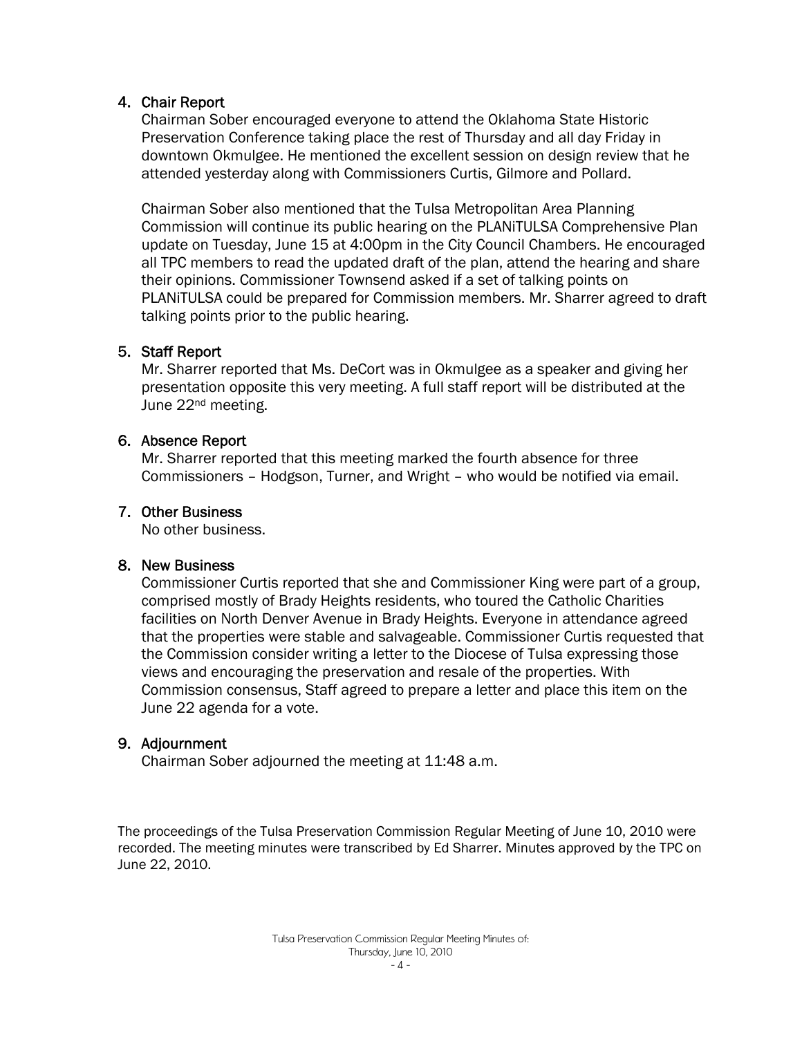## 4. Chair Report

Chairman Sober encouraged everyone to attend the Oklahoma State Historic Preservation Conference taking place the rest of Thursday and all day Friday in downtown Okmulgee. He mentioned the excellent session on design review that he attended yesterday along with Commissioners Curtis, Gilmore and Pollard.

Chairman Sober also mentioned that the Tulsa Metropolitan Area Planning Commission will continue its public hearing on the PLANiTULSA Comprehensive Plan update on Tuesday, June 15 at 4:00pm in the City Council Chambers. He encouraged all TPC members to read the updated draft of the plan, attend the hearing and share their opinions. Commissioner Townsend asked if a set of talking points on PLANiTULSA could be prepared for Commission members. Mr. Sharrer agreed to draft talking points prior to the public hearing.

## 5. Staff Report

Mr. Sharrer reported that Ms. DeCort was in Okmulgee as a speaker and giving her presentation opposite this very meeting. A full staff report will be distributed at the June 22nd meeting.

## 6. Absence Report

Mr. Sharrer reported that this meeting marked the fourth absence for three Commissioners – Hodgson, Turner, and Wright – who would be notified via email.

## 7. Other Business

No other business.

## 8. New Business

Commissioner Curtis reported that she and Commissioner King were part of a group, comprised mostly of Brady Heights residents, who toured the Catholic Charities facilities on North Denver Avenue in Brady Heights. Everyone in attendance agreed that the properties were stable and salvageable. Commissioner Curtis requested that the Commission consider writing a letter to the Diocese of Tulsa expressing those views and encouraging the preservation and resale of the properties. With Commission consensus, Staff agreed to prepare a letter and place this item on the June 22 agenda for a vote.

## 9. Adjournment

Chairman Sober adjourned the meeting at 11:48 a.m.

The proceedings of the Tulsa Preservation Commission Regular Meeting of June 10, 2010 were recorded. The meeting minutes were transcribed by Ed Sharrer. Minutes approved by the TPC on June 22, 2010.